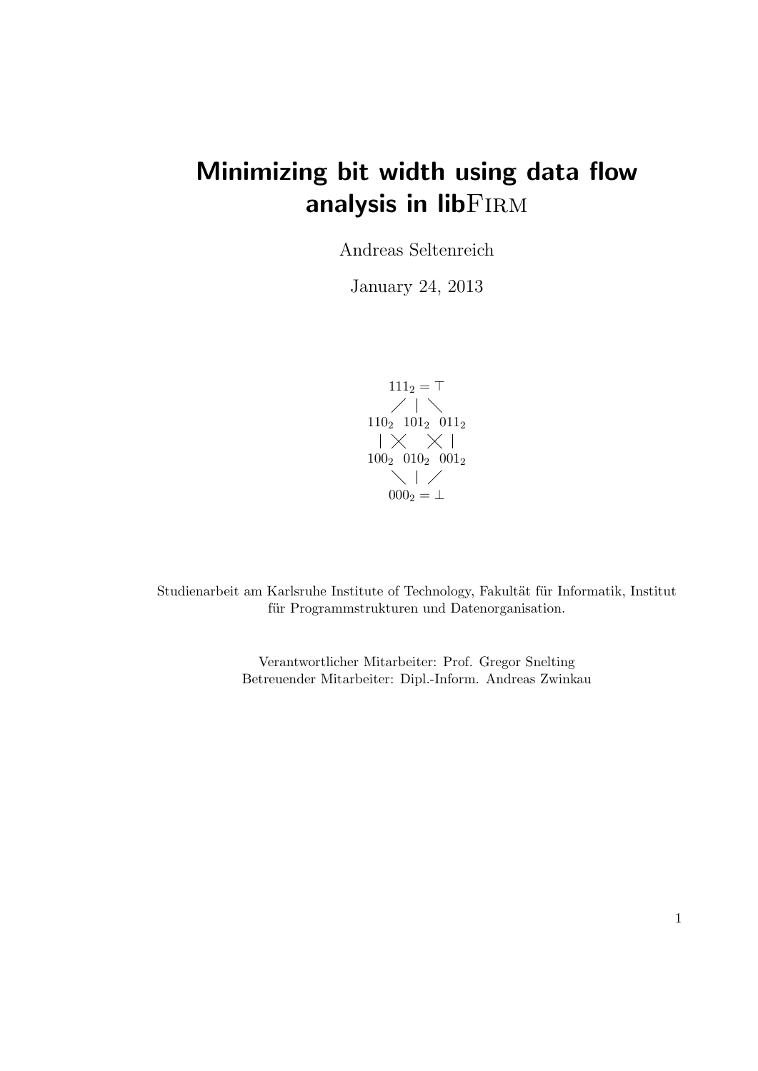# Minimizing bit width using data flow analysis in libFirm

Andreas Seltenreich

January 24, 2013

$$
\begin{array}{ccc}
 & 111_2 = \top & \\
 \diagup & | & \diagdown \\
110_2 & 101_2 & 011_2 \\
| \quad \times & & \times \quad | \\
100_2 & 010_2 & 001_2 \\
 \diagdown & | & \diagup \\
 & 000_2 = \bot &
\end{array}
$$

Studienarbeit am Karlsruhe Institute of Technology, Fakultät für Informatik, Institut für Programmstrukturen und Datenorganisation.

Verantwortlicher Mitarbeiter: Prof. Gregor Snelting
Betreuender Mitarbeiter: Dipl.-Inform. Andreas Zwinkau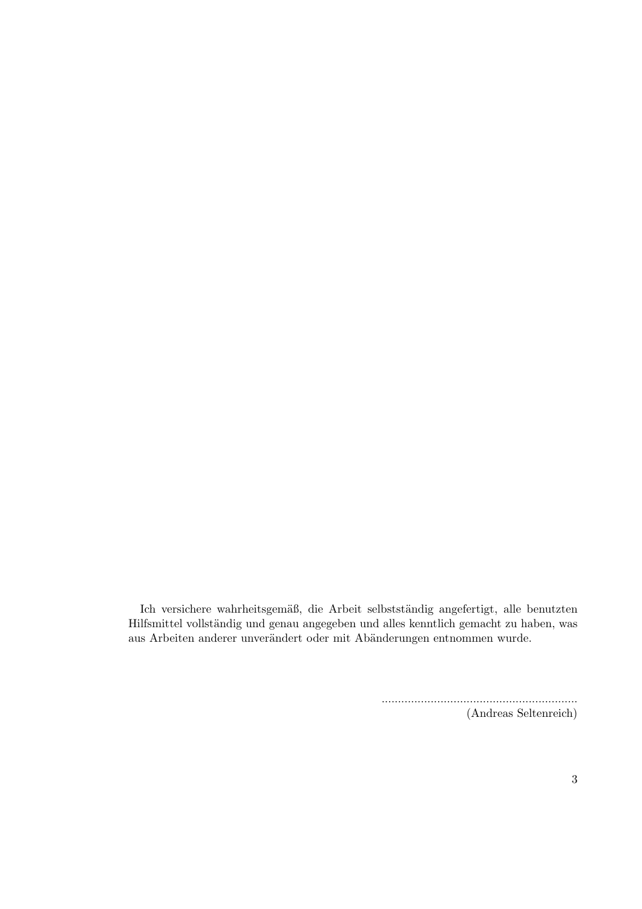Ich versichere wahrheitsgemäß, die Arbeit selbstständig angefertigt, alle benutzten Hilfsmittel vollständig und genau angegeben und alles kenntlich gemacht zu haben, was aus Arbeiten anderer unverändert oder mit Abänderungen entnommen wurde.

............................................................
(Andreas Seltenreich)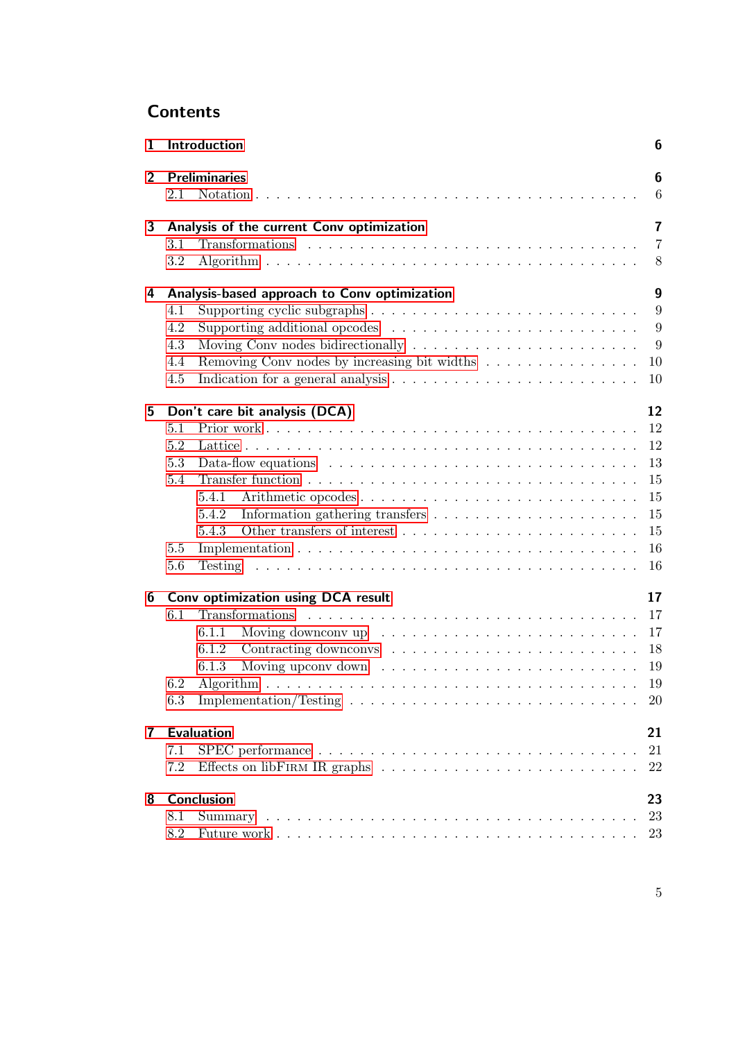# Contents

- **1 Introduction** — 6
- **2 Preliminaries** — 6
  - 2.1 Notation — 6
- **3 Analysis of the current Conv optimization** — 7
  - 3.1 Transformations — 7
  - 3.2 Algorithm — 8
- **4 Analysis-based approach to Conv optimization** — 9
  - 4.1 Supporting cyclic subgraphs — 9
  - 4.2 Supporting additional opcodes — 9
  - 4.3 Moving Conv nodes bidirectionally — 9
  - 4.4 Removing Conv nodes by increasing bit widths — 10
  - 4.5 Indication for a general analysis — 10
- **5 Don't care bit analysis (DCA)** — 12
  - 5.1 Prior work — 12
  - 5.2 Lattice — 12
  - 5.3 Data-flow equations — 13
  - 5.4 Transfer function — 15
    - 5.4.1 Arithmetic opcodes — 15
    - 5.4.2 Information gathering transfers — 15
    - 5.4.3 Other transfers of interest — 15
  - 5.5 Implementation — 16
  - 5.6 Testing — 16
- **6 Conv optimization using DCA result** — 17
  - 6.1 Transformations — 17
    - 6.1.1 Moving downconv up — 17
    - 6.1.2 Contracting downconvs — 18
    - 6.1.3 Moving upconv down — 19
  - 6.2 Algorithm — 19
  - 6.3 Implementation/Testing — 20
- **7 Evaluation** — 21
  - 7.1 SPEC performance — 21
  - 7.2 Effects on libFIRM IR graphs — 22
- **8 Conclusion** — 23
  - 8.1 Summary — 23
  - 8.2 Future work — 23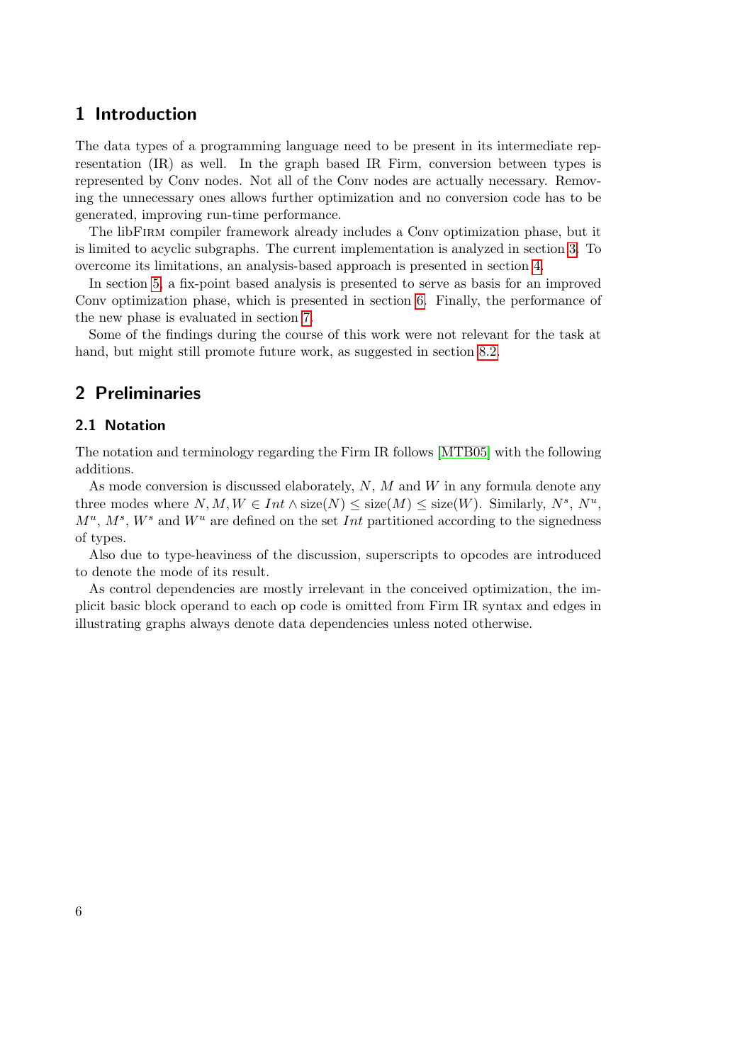# 1 Introduction

The data types of a programming language need to be present in its intermediate representation (IR) as well. In the graph based IR Firm, conversion between types is represented by Conv nodes. Not all of the Conv nodes are actually necessary. Removing the unnecessary ones allows further optimization and no conversion code has to be generated, improving run-time performance.

The libFirm compiler framework already includes a Conv optimization phase, but it is limited to acyclic subgraphs. The current implementation is analyzed in section 3. To overcome its limitations, an analysis-based approach is presented in section 4.

In section 5, a fix-point based analysis is presented to serve as basis for an improved Conv optimization phase, which is presented in section 6. Finally, the performance of the new phase is evaluated in section 7.

Some of the findings during the course of this work were not relevant for the task at hand, but might still promote future work, as suggested in section 8.2.

# 2 Preliminaries

## 2.1 Notation

The notation and terminology regarding the Firm IR follows [MTB05] with the following additions.

As mode conversion is discussed elaborately, $N$, $M$ and $W$ in any formula denote any three modes where $N, M, W \in Int \wedge \text{size}(N) \leq \text{size}(M) \leq \text{size}(W)$. Similarly, $N^s$, $N^u$, $M^u$, $M^s$, $W^s$ and $W^u$ are defined on the set $Int$ partitioned according to the signedness of types.

Also due to type-heaviness of the discussion, superscripts to opcodes are introduced to denote the mode of its result.

As control dependencies are mostly irrelevant in the conceived optimization, the implicit basic block operand to each op code is omitted from Firm IR syntax and edges in illustrating graphs always denote data dependencies unless noted otherwise.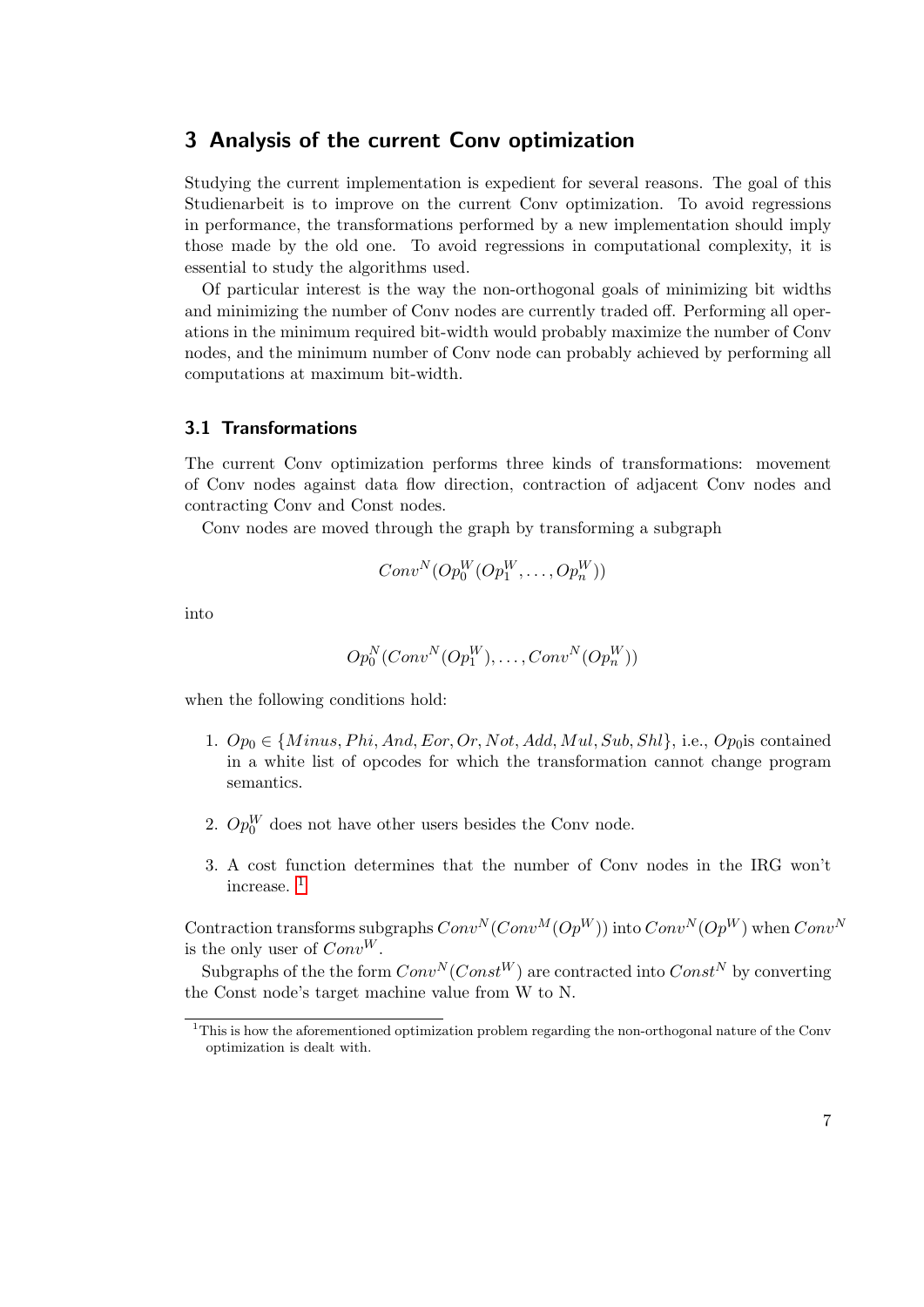## 3 Analysis of the current Conv optimization

Studying the current implementation is expedient for several reasons. The goal of this Studienarbeit is to improve on the current Conv optimization. To avoid regressions in performance, the transformations performed by a new implementation should imply those made by the old one. To avoid regressions in computational complexity, it is essential to study the algorithms used.

Of particular interest is the way the non-orthogonal goals of minimizing bit widths and minimizing the number of Conv nodes are currently traded off. Performing all operations in the minimum required bit-width would probably maximize the number of Conv nodes, and the minimum number of Conv node can probably achieved by performing all computations at maximum bit-width.

### 3.1 Transformations

The current Conv optimization performs three kinds of transformations: movement of Conv nodes against data flow direction, contraction of adjacent Conv nodes and contracting Conv and Const nodes.

Conv nodes are moved through the graph by transforming a subgraph

$$Conv^N(Op_0^W(Op_1^W, \dots, Op_n^W))$$

into

$$Op_0^N(Conv^N(Op_1^W), \dots, Conv^N(Op_n^W))$$

when the following conditions hold:

1. $Op_0 \in \{Minus, Phi, And, Eor, Or, Not, Add, Mul, Sub, Shl\}$, i.e., $Op_0$is contained in a white list of opcodes for which the transformation cannot change program semantics.
2. $Op_0^W$ does not have other users besides the Conv node.
3. A cost function determines that the number of Conv nodes in the IRG won't increase. [1]

Contraction transforms subgraphs $Conv^N(Conv^M(Op^W))$ into $Conv^N(Op^W)$ when $Conv^N$ is the only user of $Conv^W$.

Subgraphs of the the form $Conv^N(Const^W)$ are contracted into $Const^N$ by converting the Const node's target machine value from W to N.

---

[1] This is how the aforementioned optimization problem regarding the non-orthogonal nature of the Conv optimization is dealt with.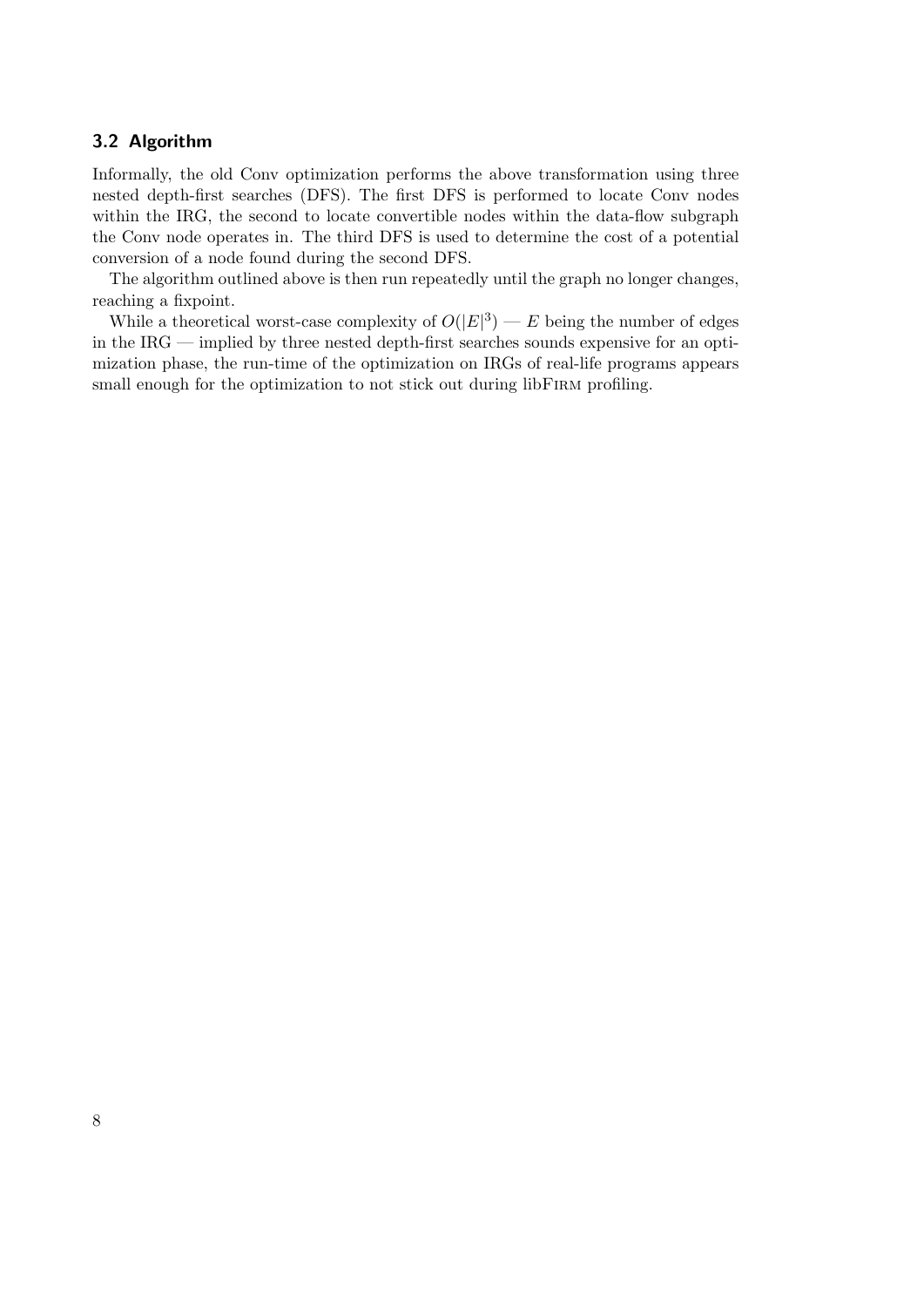### 3.2 Algorithm

Informally, the old Conv optimization performs the above transformation using three nested depth-first searches (DFS). The first DFS is performed to locate Conv nodes within the IRG, the second to locate convertible nodes within the data-flow subgraph the Conv node operates in. The third DFS is used to determine the cost of a potential conversion of a node found during the second DFS.

The algorithm outlined above is then run repeatedly until the graph no longer changes, reaching a fixpoint.

While a theoretical worst-case complexity of $O(|E|^3)$ — $E$ being the number of edges in the IRG — implied by three nested depth-first searches sounds expensive for an optimization phase, the run-time of the optimization on IRGs of real-life programs appears small enough for the optimization to not stick out during libFIRM profiling.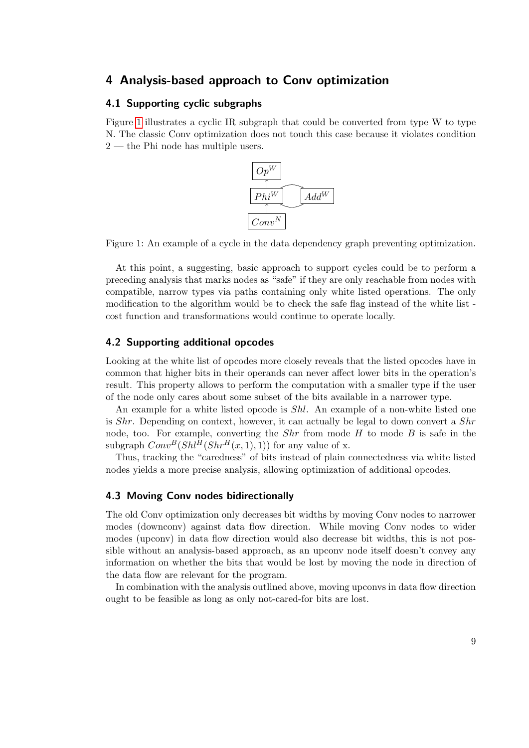# 4 Analysis-based approach to Conv optimization

## 4.1 Supporting cyclic subgraphs

Figure 1 illustrates a cyclic IR subgraph that could be converted from type W to type N. The classic Conv optimization does not touch this case because it violates condition 2 — the Phi node has multiple users.

Figure 1: An example of a cycle in the data dependency graph preventing optimization.

At this point, a suggesting, basic approach to support cycles could be to perform a preceding analysis that marks nodes as "safe" if they are only reachable from nodes with compatible, narrow types via paths containing only white listed operations. The only modification to the algorithm would be to check the safe flag instead of the white list - cost function and transformations would continue to operate locally.

## 4.2 Supporting additional opcodes

Looking at the white list of opcodes more closely reveals that the listed opcodes have in common that higher bits in their operands can never affect lower bits in the operation's result. This property allows to perform the computation with a smaller type if the user of the node only cares about some subset of the bits available in a narrower type.

An example for a white listed opcode is *Shl*. An example of a non-white listed one is *Shr*. Depending on context, however, it can actually be legal to down convert a *Shr* node, too. For example, converting the *Shr* from mode $H$ to mode $B$ is safe in the subgraph $Conv^B(Shl^H(Shr^H(x, 1), 1))$ for any value of x.

Thus, tracking the "caredness" of bits instead of plain connectedness via white listed nodes yields a more precise analysis, allowing optimization of additional opcodes.

## 4.3 Moving Conv nodes bidirectionally

The old Conv optimization only decreases bit widths by moving Conv nodes to narrower modes (downconv) against data flow direction. While moving Conv nodes to wider modes (upconv) in data flow direction would also decrease bit widths, this is not possible without an analysis-based approach, as an upconv node itself doesn't convey any information on whether the bits that would be lost by moving the node in direction of the data flow are relevant for the program.

In combination with the analysis outlined above, moving upconvs in data flow direction ought to be feasible as long as only not-cared-for bits are lost.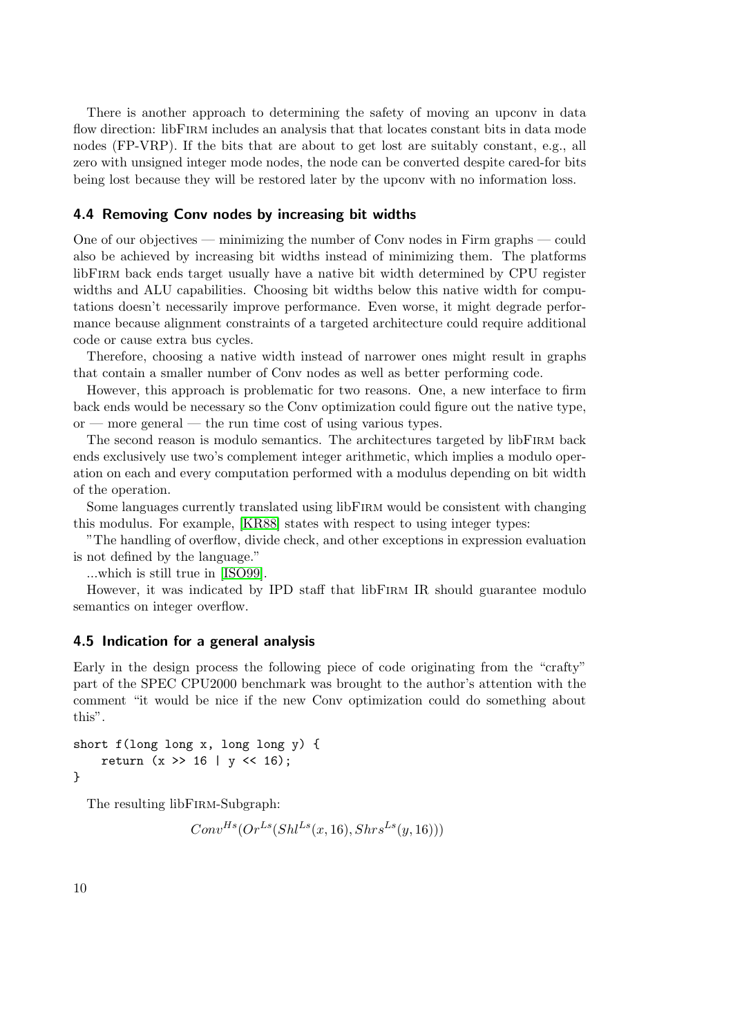There is another approach to determining the safety of moving an upconv in data flow direction: libFIRM includes an analysis that that locates constant bits in data mode nodes (FP-VRP). If the bits that are about to get lost are suitably constant, e.g., all zero with unsigned integer mode nodes, the node can be converted despite cared-for bits being lost because they will be restored later by the upconv with no information loss.

### 4.4 Removing Conv nodes by increasing bit widths

One of our objectives — minimizing the number of Conv nodes in Firm graphs — could also be achieved by increasing bit widths instead of minimizing them. The platforms libFIRM back ends target usually have a native bit width determined by CPU register widths and ALU capabilities. Choosing bit widths below this native width for computations doesn't necessarily improve performance. Even worse, it might degrade performance because alignment constraints of a targeted architecture could require additional code or cause extra bus cycles.

Therefore, choosing a native width instead of narrower ones might result in graphs that contain a smaller number of Conv nodes as well as better performing code.

However, this approach is problematic for two reasons. One, a new interface to firm back ends would be necessary so the Conv optimization could figure out the native type, or — more general — the run time cost of using various types.

The second reason is modulo semantics. The architectures targeted by libFIRM back ends exclusively use two's complement integer arithmetic, which implies a modulo operation on each and every computation performed with a modulus depending on bit width of the operation.

Some languages currently translated using libFIRM would be consistent with changing this modulus. For example, [KR88] states with respect to using integer types:

"The handling of overflow, divide check, and other exceptions in expression evaluation is not defined by the language."

...which is still true in [ISO99].

However, it was indicated by IPD staff that libFIRM IR should guarantee modulo semantics on integer overflow.

### 4.5 Indication for a general analysis

Early in the design process the following piece of code originating from the "crafty" part of the SPEC CPU2000 benchmark was brought to the author's attention with the comment "it would be nice if the new Conv optimization could do something about this".

```
short f(long long x, long long y) {
    return (x >> 16 | y << 16);
}
```

The resulting libFIRM-Subgraph:

$$Conv^{Hs}(Or^{Ls}(Shl^{Ls}(x, 16), Shrs^{Ls}(y, 16)))$$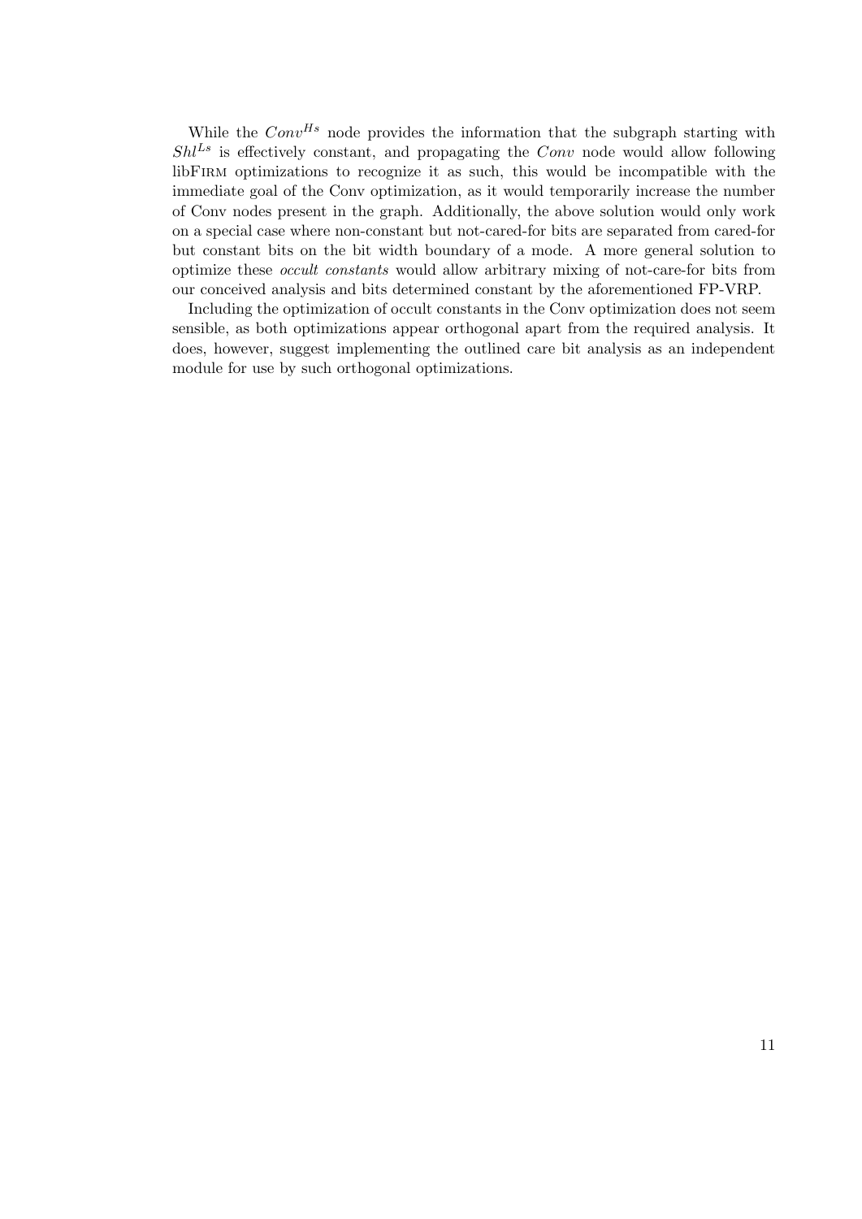While the $Conv^{Hs}$ node provides the information that the subgraph starting with $Shl^{Ls}$ is effectively constant, and propagating the *Conv* node would allow following libFIRM optimizations to recognize it as such, this would be incompatible with the immediate goal of the Conv optimization, as it would temporarily increase the number of Conv nodes present in the graph. Additionally, the above solution would only work on a special case where non-constant but not-cared-for bits are separated from cared-for but constant bits on the bit width boundary of a mode. A more general solution to optimize these *occult constants* would allow arbitrary mixing of not-care-for bits from our conceived analysis and bits determined constant by the aforementioned FP-VRP.

Including the optimization of occult constants in the Conv optimization does not seem sensible, as both optimizations appear orthogonal apart from the required analysis. It does, however, suggest implementing the outlined care bit analysis as an independent module for use by such orthogonal optimizations.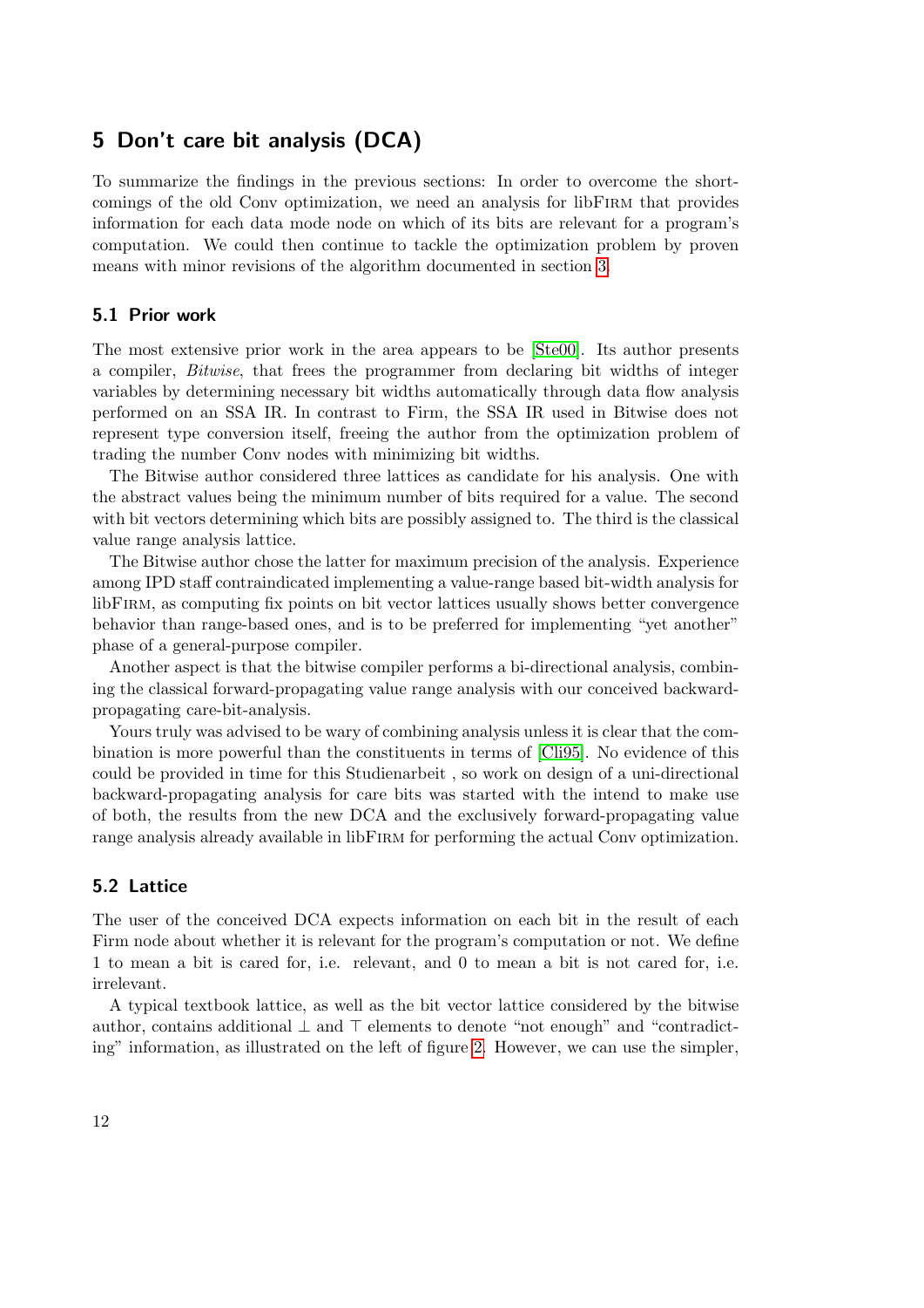## 5 Don't care bit analysis (DCA)

To summarize the findings in the previous sections: In order to overcome the shortcomings of the old Conv optimization, we need an analysis for libFirm that provides information for each data mode node on which of its bits are relevant for a program's computation. We could then continue to tackle the optimization problem by proven means with minor revisions of the algorithm documented in section 3.

### 5.1 Prior work

The most extensive prior work in the area appears to be [Ste00]. Its author presents a compiler, *Bitwise*, that frees the programmer from declaring bit widths of integer variables by determining necessary bit widths automatically through data flow analysis performed on an SSA IR. In contrast to Firm, the SSA IR used in Bitwise does not represent type conversion itself, freeing the author from the optimization problem of trading the number Conv nodes with minimizing bit widths.

The Bitwise author considered three lattices as candidate for his analysis. One with the abstract values being the minimum number of bits required for a value. The second with bit vectors determining which bits are possibly assigned to. The third is the classical value range analysis lattice.

The Bitwise author chose the latter for maximum precision of the analysis. Experience among IPD staff contraindicated implementing a value-range based bit-width analysis for libFirm, as computing fix points on bit vector lattices usually shows better convergence behavior than range-based ones, and is to be preferred for implementing "yet another" phase of a general-purpose compiler.

Another aspect is that the bitwise compiler performs a bi-directional analysis, combining the classical forward-propagating value range analysis with our conceived backward-propagating care-bit-analysis.

Yours truly was advised to be wary of combining analysis unless it is clear that the combination is more powerful than the constituents in terms of [Cli95]. No evidence of this could be provided in time for this Studienarbeit , so work on design of a uni-directional backward-propagating analysis for care bits was started with the intend to make use of both, the results from the new DCA and the exclusively forward-propagating value range analysis already available in libFirm for performing the actual Conv optimization.

### 5.2 Lattice

The user of the conceived DCA expects information on each bit in the result of each Firm node about whether it is relevant for the program's computation or not. We define 1 to mean a bit is cared for, i.e. relevant, and 0 to mean a bit is not cared for, i.e. irrelevant.

A typical textbook lattice, as well as the bit vector lattice considered by the bitwise author, contains additional $\perp$ and $\top$ elements to denote "not enough" and "contradicting" information, as illustrated on the left of figure 2. However, we can use the simpler,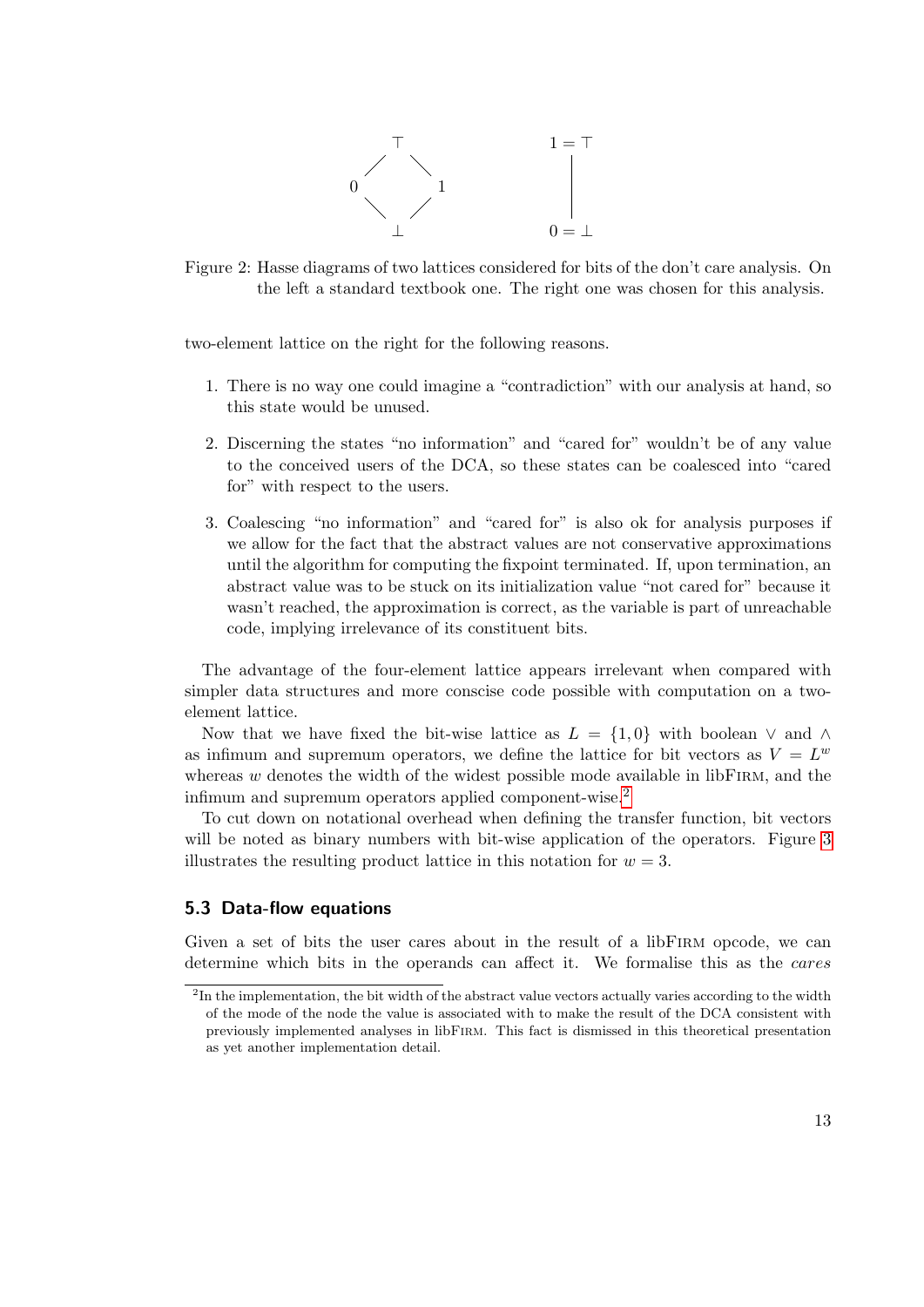Figure 2: Hasse diagrams of two lattices considered for bits of the don't care analysis. On the left a standard textbook one. The right one was chosen for this analysis.

two-element lattice on the right for the following reasons.

1. There is no way one could imagine a "contradiction" with our analysis at hand, so this state would be unused.
2. Discerning the states "no information" and "cared for" wouldn't be of any value to the conceived users of the DCA, so these states can be coalesced into "cared for" with respect to the users.
3. Coalescing "no information" and "cared for" is also ok for analysis purposes if we allow for the fact that the abstract values are not conservative approximations until the algorithm for computing the fixpoint terminated. If, upon termination, an abstract value was to be stuck on its initialization value "not cared for" because it wasn't reached, the approximation is correct, as the variable is part of unreachable code, implying irrelevance of its constituent bits.

The advantage of the four-element lattice appears irrelevant when compared with simpler data structures and more conscise code possible with computation on a two-element lattice.

Now that we have fixed the bit-wise lattice as $L = \{1, 0\}$ with boolean $\vee$ and $\wedge$ as infimum and supremum operators, we define the lattice for bit vectors as $V = L^w$ whereas $w$ denotes the width of the widest possible mode available in libFirm, and the infimum and supremum operators applied component-wise.[2]

To cut down on notational overhead when defining the transfer function, bit vectors will be noted as binary numbers with bit-wise application of the operators. Figure 3 illustrates the resulting product lattice in this notation for $w = 3$.

### 5.3 Data-flow equations

Given a set of bits the user cares about in the result of a libFirm opcode, we can determine which bits in the operands can affect it. We formalise this as the *cares*

[2] In the implementation, the bit width of the abstract value vectors actually varies according to the width of the mode of the node the value is associated with to make the result of the DCA consistent with previously implemented analyses in libFirm. This fact is dismissed in this theoretical presentation as yet another implementation detail.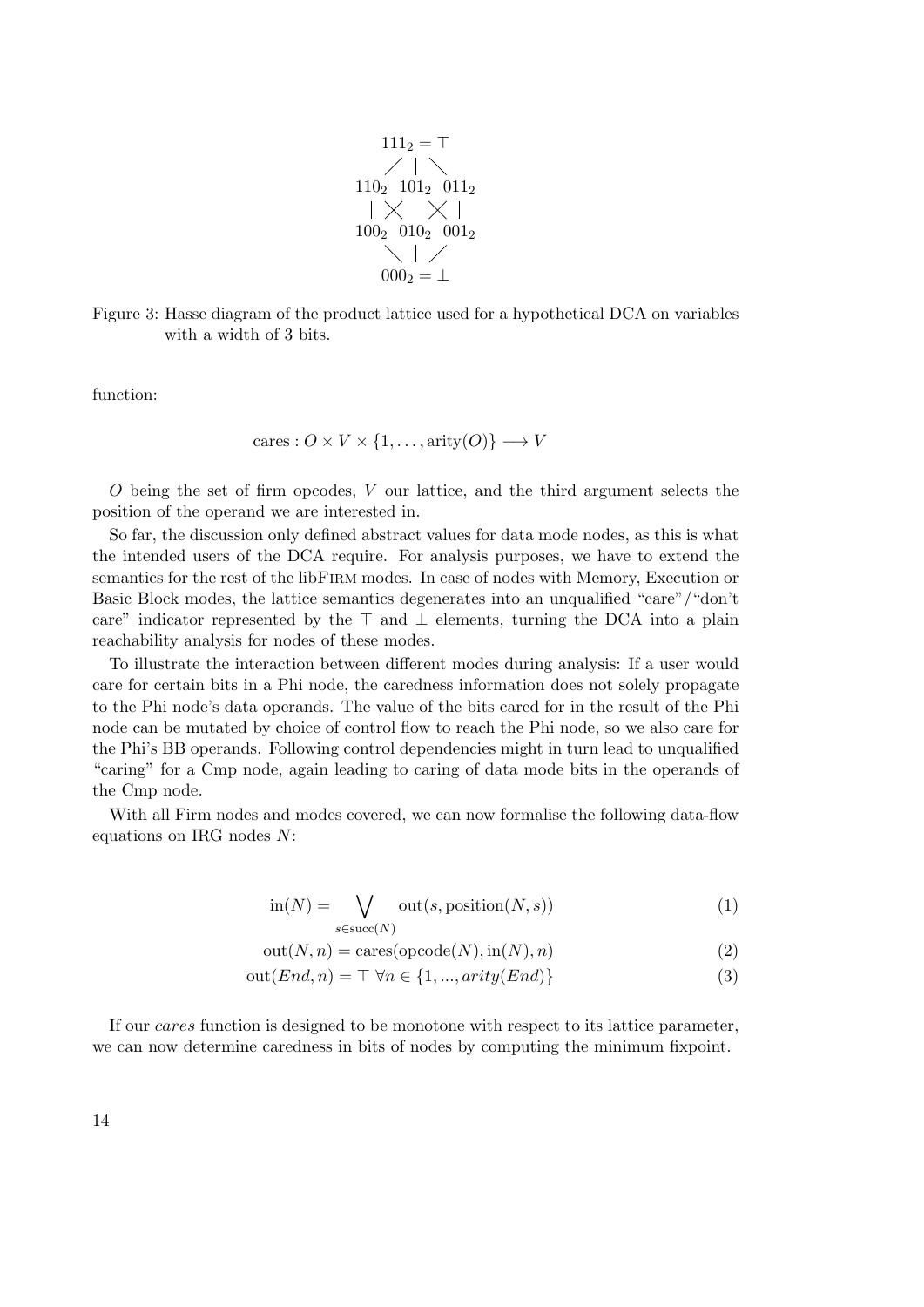$$
\begin{array}{ccc}
 & 111_2 = \top & \\
\swarrow & \mid & \searrow \\
110_2 & 101_2 & 011_2 \\
\mid \times & & \times \mid \\
100_2 & 010_2 & 001_2 \\
\searrow & \mid & \swarrow \\
 & 000_2 = \bot &
\end{array}
$$

Figure 3: Hasse diagram of the product lattice used for a hypothetical DCA on variables with a width of 3 bits.

function:

$$\text{cares} : O \times V \times \{1, \ldots, \text{arity}(O)\} \longrightarrow V$$

$O$ being the set of firm opcodes, $V$ our lattice, and the third argument selects the position of the operand we are interested in.

So far, the discussion only defined abstract values for data mode nodes, as this is what the intended users of the DCA require. For analysis purposes, we have to extend the semantics for the rest of the libFirm modes. In case of nodes with Memory, Execution or Basic Block modes, the lattice semantics degenerates into an unqualified "care"/"don't care" indicator represented by the $\top$ and $\bot$ elements, turning the DCA into a plain reachability analysis for nodes of these modes.

To illustrate the interaction between different modes during analysis: If a user would care for certain bits in a Phi node, the caredness information does not solely propagate to the Phi node's data operands. The value of the bits cared for in the result of the Phi node can be mutated by choice of control flow to reach the Phi node, so we also care for the Phi's BB operands. Following control dependencies might in turn lead to unqualified "caring" for a Cmp node, again leading to caring of data mode bits in the operands of the Cmp node.

With all Firm nodes and modes covered, we can now formalise the following data-flow equations on IRG nodes $N$:

$$\text{in}(N) = \bigvee_{s \in \text{succ}(N)} \text{out}(s, \text{position}(N, s)) \tag{1}$$

$$\text{out}(N, n) = \text{cares}(\text{opcode}(N), \text{in}(N), n) \tag{2}$$

$$\text{out}(End, n) = \top \;\; \forall n \in \{1, ..., arity(End)\} \tag{3}$$

If our *cares* function is designed to be monotone with respect to its lattice parameter, we can now determine caredness in bits of nodes by computing the minimum fixpoint.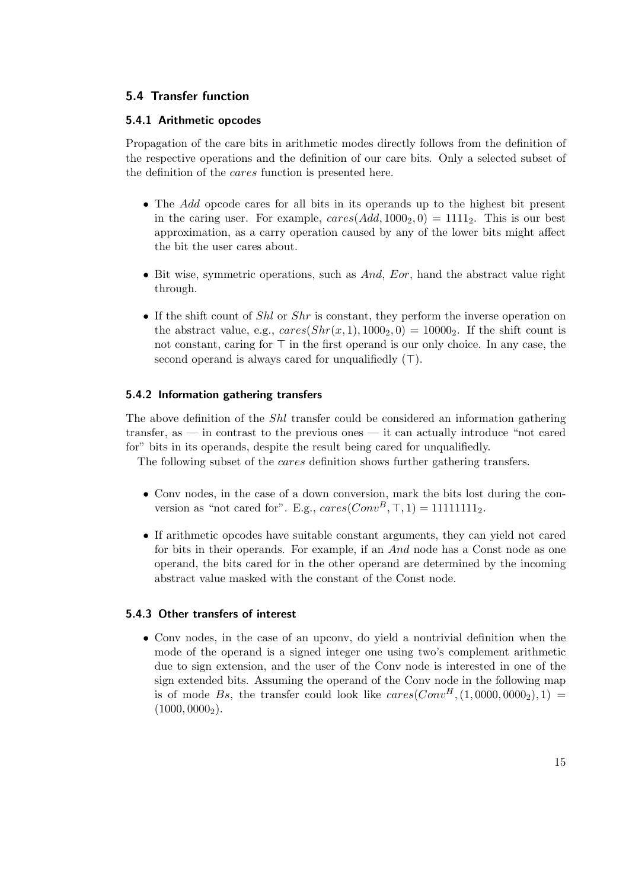## 5.4 Transfer function

### 5.4.1 Arithmetic opcodes

Propagation of the care bits in arithmetic modes directly follows from the definition of the respective operations and the definition of our care bits. Only a selected subset of the definition of the *cares* function is presented here.

- The *Add* opcode cares for all bits in its operands up to the highest bit present in the caring user. For example, $cares(Add, 1000_2, 0) = 1111_2$. This is our best approximation, as a carry operation caused by any of the lower bits might affect the bit the user cares about.

- Bit wise, symmetric operations, such as *And*, *Eor*, hand the abstract value right through.

- If the shift count of *Shl* or *Shr* is constant, they perform the inverse operation on the abstract value, e.g., $cares(Shr(x, 1), 1000_2, 0) = 10000_2$. If the shift count is not constant, caring for $\top$ in the first operand is our only choice. In any case, the second operand is always cared for unqualifiedly ($\top$).

### 5.4.2 Information gathering transfers

The above definition of the *Shl* transfer could be considered an information gathering transfer, as — in contrast to the previous ones — it can actually introduce "not cared for" bits in its operands, despite the result being cared for unqualifiedly.

The following subset of the *cares* definition shows further gathering transfers.

- Conv nodes, in the case of a down conversion, mark the bits lost during the conversion as "not cared for". E.g., $cares(Conv^B, \top, 1) = 11111111_2$.

- If arithmetic opcodes have suitable constant arguments, they can yield not cared for bits in their operands. For example, if an *And* node has a Const node as one operand, the bits cared for in the other operand are determined by the incoming abstract value masked with the constant of the Const node.

### 5.4.3 Other transfers of interest

- Conv nodes, in the case of an upconv, do yield a nontrivial definition when the mode of the operand is a signed integer one using two's complement arithmetic due to sign extension, and the user of the Conv node is interested in one of the sign extended bits. Assuming the operand of the Conv node in the following map is of mode *Bs*, the transfer could look like $cares(Conv^H, (1, 0000, 0000_2), 1) = (1000, 0000_2)$.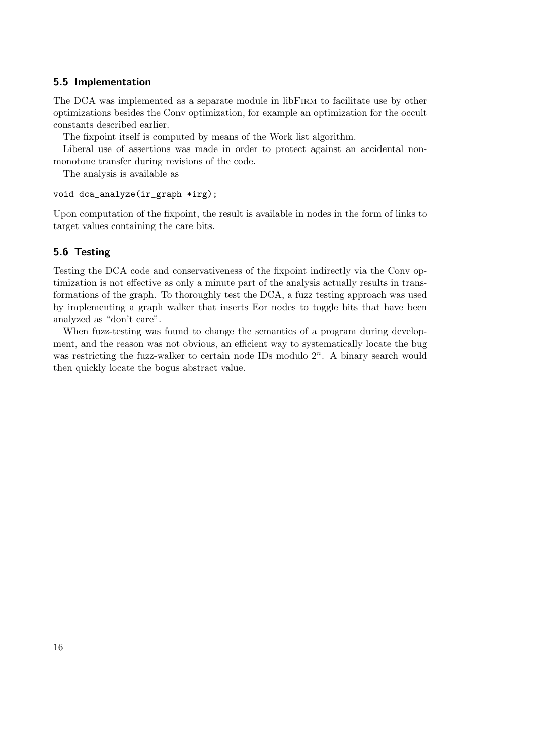### 5.5 Implementation

The DCA was implemented as a separate module in libFirm to facilitate use by other optimizations besides the Conv optimization, for example an optimization for the occult constants described earlier.

The fixpoint itself is computed by means of the Work list algorithm.

Liberal use of assertions was made in order to protect against an accidental non-monotone transfer during revisions of the code.

The analysis is available as

```
void dca_analyze(ir_graph *irg);
```

Upon computation of the fixpoint, the result is available in nodes in the form of links to target values containing the care bits.

### 5.6 Testing

Testing the DCA code and conservativeness of the fixpoint indirectly via the Conv optimization is not effective as only a minute part of the analysis actually results in transformations of the graph. To thoroughly test the DCA, a fuzz testing approach was used by implementing a graph walker that inserts Eor nodes to toggle bits that have been analyzed as "don't care".

When fuzz-testing was found to change the semantics of a program during development, and the reason was not obvious, an efficient way to systematically locate the bug was restricting the fuzz-walker to certain node IDs modulo $2^n$. A binary search would then quickly locate the bogus abstract value.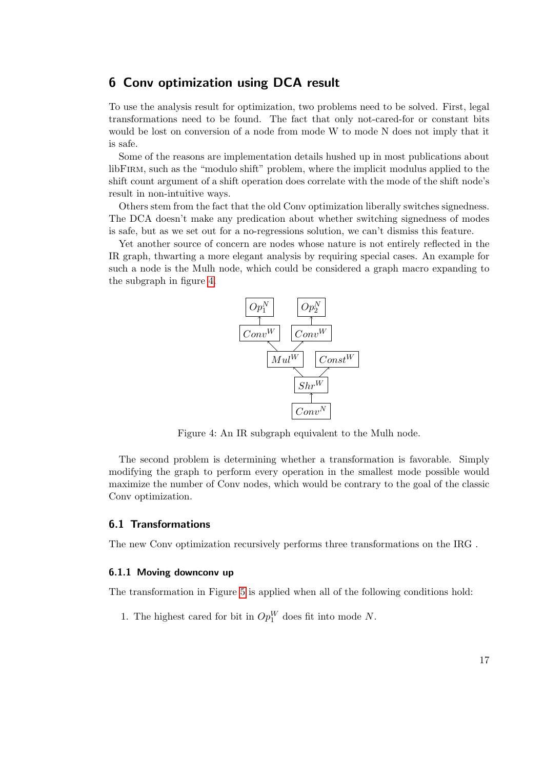## 6 Conv optimization using DCA result

To use the analysis result for optimization, two problems need to be solved. First, legal transformations need to be found. The fact that only not-cared-for or constant bits would be lost on conversion of a node from mode W to mode N does not imply that it is safe.

Some of the reasons are implementation details hushed up in most publications about libFirm, such as the "modulo shift" problem, where the implicit modulus applied to the shift count argument of a shift operation does correlate with the mode of the shift node's result in non-intuitive ways.

Others stem from the fact that the old Conv optimization liberally switches signedness. The DCA doesn't make any predication about whether switching signedness of modes is safe, but as we set out for a no-regressions solution, we can't dismiss this feature.

Yet another source of concern are nodes whose nature is not entirely reflected in the IR graph, thwarting a more elegant analysis by requiring special cases. An example for such a node is the Mulh node, which could be considered a graph macro expanding to the subgraph in figure 4.

$Op_1^N$ $Op_2^N$ $Conv^W$ $Conv^W$ $Mul^W$ $Const^W$ $Shr^W$ $Conv^N$

Figure 4: An IR subgraph equivalent to the Mulh node.

The second problem is determining whether a transformation is favorable. Simply modifying the graph to perform every operation in the smallest mode possible would maximize the number of Conv nodes, which would be contrary to the goal of the classic Conv optimization.

### 6.1 Transformations

The new Conv optimization recursively performs three transformations on the IRG .

#### 6.1.1 Moving downconv up

The transformation in Figure 5 is applied when all of the following conditions hold:

1. The highest cared for bit in $Op_1^W$ does fit into mode $N$.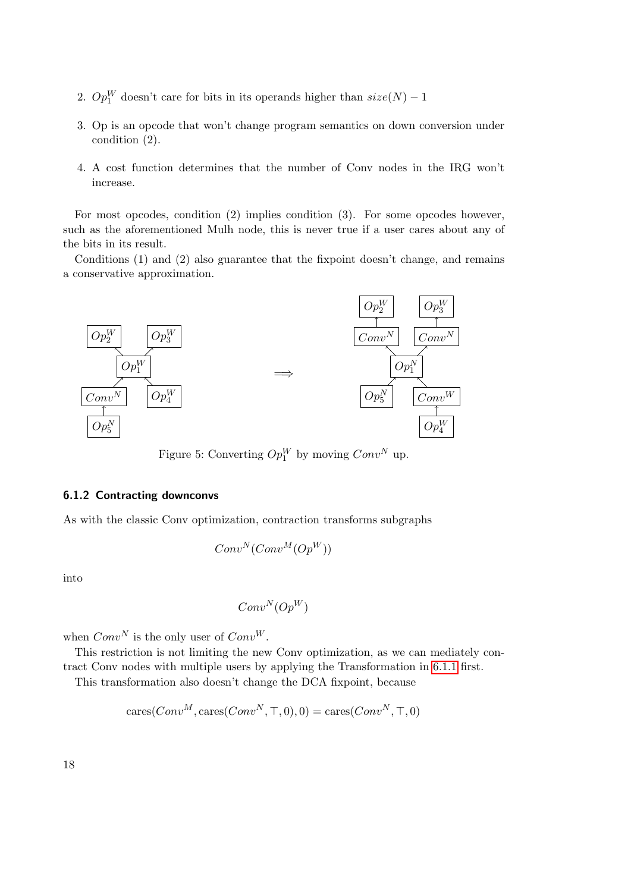2. $Op_1^W$ doesn't care for bits in its operands higher than $size(N) - 1$

3. Op is an opcode that won't change program semantics on down conversion under condition (2).

4. A cost function determines that the number of Conv nodes in the IRG won't increase.

For most opcodes, condition (2) implies condition (3). For some opcodes however, such as the aforementioned Mulh node, this is never true if a user cares about any of the bits in its result.

Conditions (1) and (2) also guarantee that the fixpoint doesn't change, and remains a conservative approximation.

Figure 5: Converting $Op_1^W$ by moving $Conv^N$ up.

### 6.1.2 Contracting downconvs

As with the classic Conv optimization, contraction transforms subgraphs

$$Conv^N(Conv^M(Op^W))$$

into

$$Conv^N(Op^W)$$

when $Conv^N$ is the only user of $Conv^W$.

This restriction is not limiting the new Conv optimization, as we can mediately contract Conv nodes with multiple users by applying the Transformation in 6.1.1 first.

This transformation also doesn't change the DCA fixpoint, because

$$\text{cares}(Conv^M, \text{cares}(Conv^N, \top, 0), 0) = \text{cares}(Conv^N, \top, 0)$$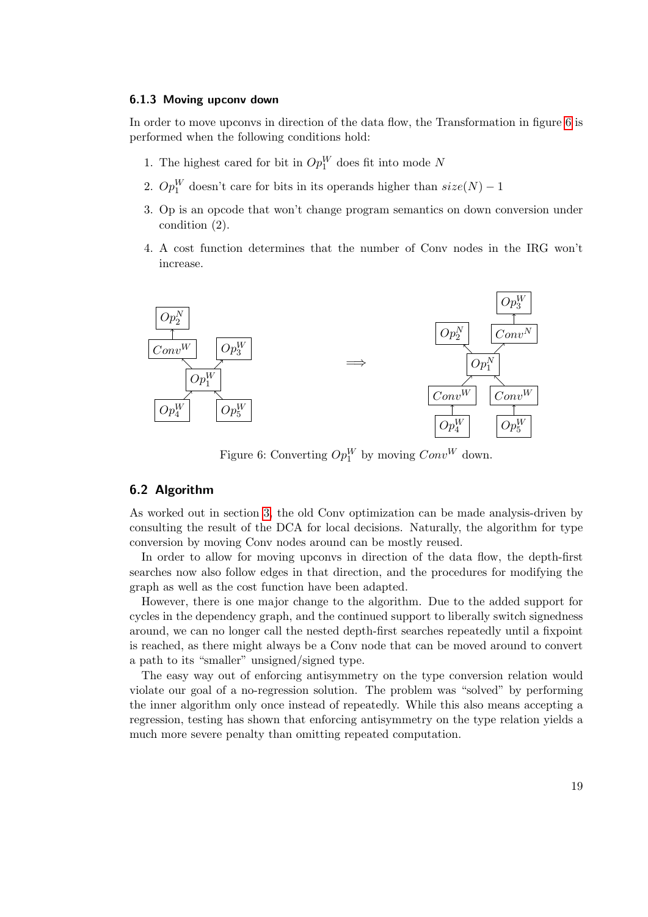### 6.1.3 Moving upconv down

In order to move upconvs in direction of the data flow, the Transformation in figure 6 is performed when the following conditions hold:

1. The highest cared for bit in $Op_1^W$ does fit into mode $N$
2. $Op_1^W$ doesn't care for bits in its operands higher than $size(N) - 1$
3. Op is an opcode that won't change program semantics on down conversion under condition (2).
4. A cost function determines that the number of Conv nodes in the IRG won't increase.

Figure 6: Converting $Op_1^W$ by moving $Conv^W$ down.

## 6.2 Algorithm

As worked out in section 3, the old Conv optimization can be made analysis-driven by consulting the result of the DCA for local decisions. Naturally, the algorithm for type conversion by moving Conv nodes around can be mostly reused.

In order to allow for moving upconvs in direction of the data flow, the depth-first searches now also follow edges in that direction, and the procedures for modifying the graph as well as the cost function have been adapted.

However, there is one major change to the algorithm. Due to the added support for cycles in the dependency graph, and the continued support to liberally switch signedness around, we can no longer call the nested depth-first searches repeatedly until a fixpoint is reached, as there might always be a Conv node that can be moved around to convert a path to its "smaller" unsigned/signed type.

The easy way out of enforcing antisymmetry on the type conversion relation would violate our goal of a no-regression solution. The problem was "solved" by performing the inner algorithm only once instead of repeatedly. While this also means accepting a regression, testing has shown that enforcing antisymmetry on the type relation yields a much more severe penalty than omitting repeated computation.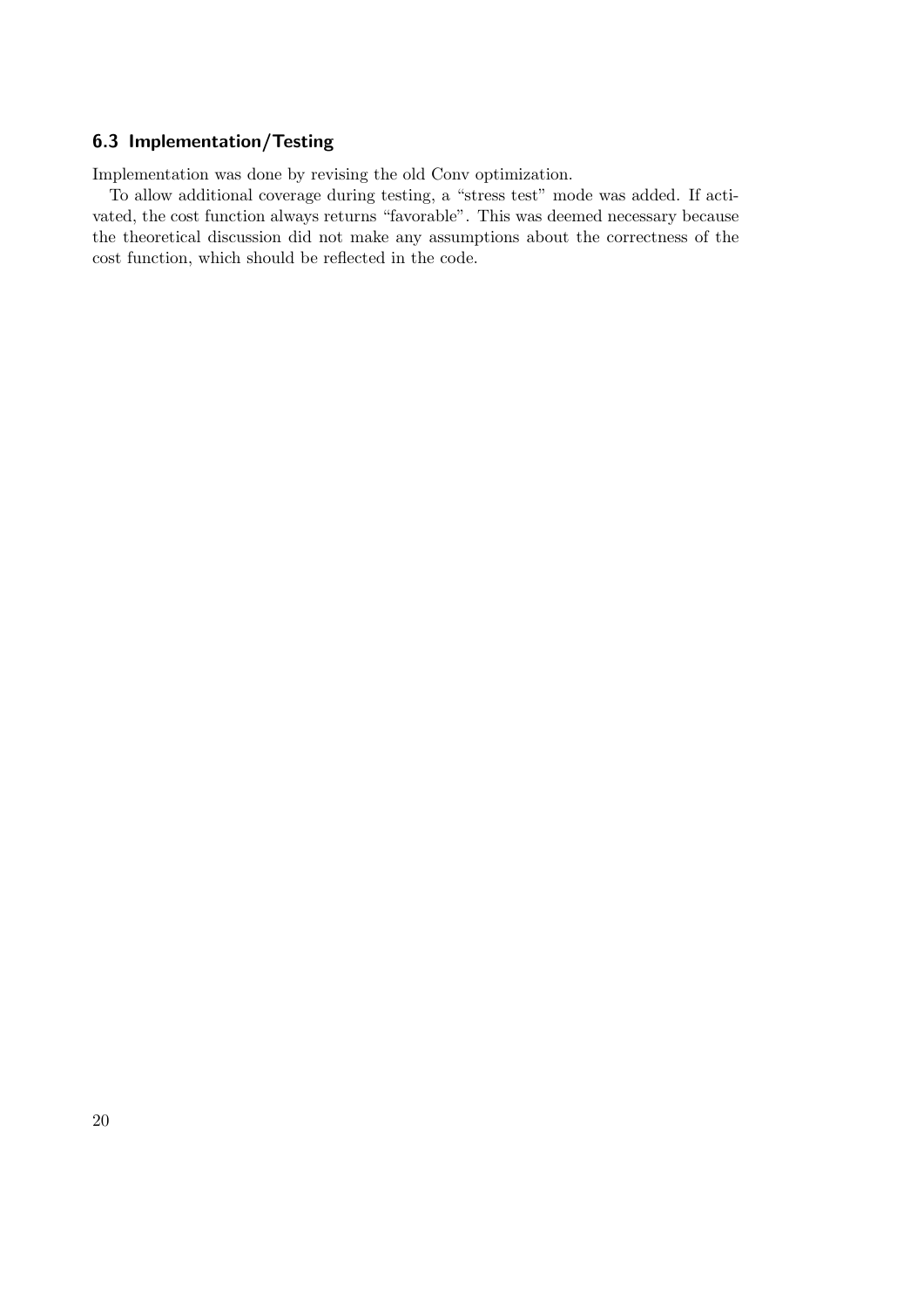### 6.3 Implementation/Testing

Implementation was done by revising the old Conv optimization.

To allow additional coverage during testing, a "stress test" mode was added. If activated, the cost function always returns "favorable". This was deemed necessary because the theoretical discussion did not make any assumptions about the correctness of the cost function, which should be reflected in the code.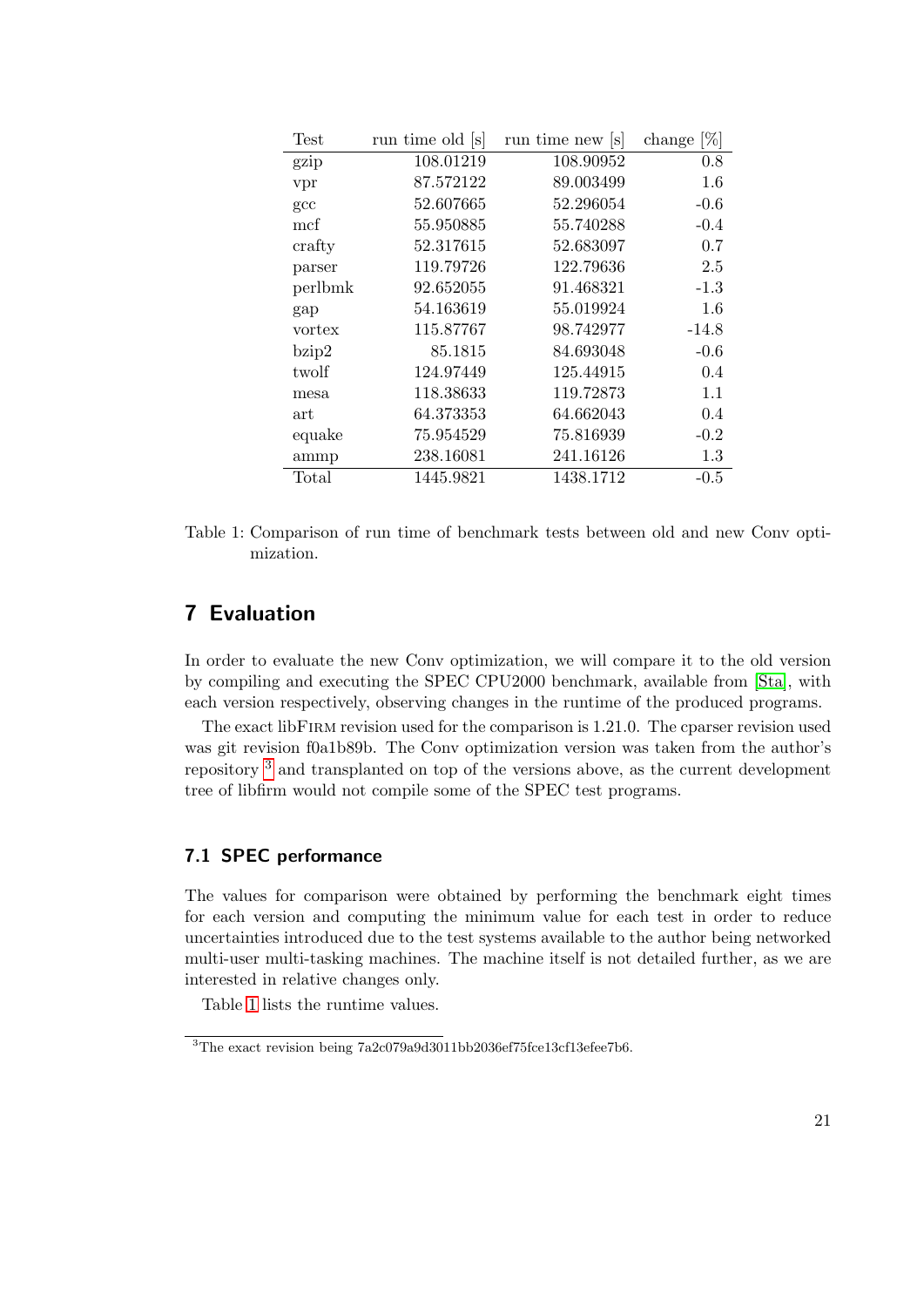| Test | run time old [s] | run time new [s] | change [%] |
|---|---|---|---|
| gzip | 108.01219 | 108.90952 | 0.8 |
| vpr | 87.572122 | 89.003499 | 1.6 |
| gcc | 52.607665 | 52.296054 | -0.6 |
| mcf | 55.950885 | 55.740288 | -0.4 |
| crafty | 52.317615 | 52.683097 | 0.7 |
| parser | 119.79726 | 122.79636 | 2.5 |
| perlbmk | 92.652055 | 91.468321 | -1.3 |
| gap | 54.163619 | 55.019924 | 1.6 |
| vortex | 115.87767 | 98.742977 | -14.8 |
| bzip2 | 85.1815 | 84.693048 | -0.6 |
| twolf | 124.97449 | 125.44915 | 0.4 |
| mesa | 118.38633 | 119.72873 | 1.1 |
| art | 64.373353 | 64.662043 | 0.4 |
| equake | 75.954529 | 75.816939 | -0.2 |
| ammp | 238.16081 | 241.16126 | 1.3 |
| Total | 1445.9821 | 1438.1712 | -0.5 |

Table 1: Comparison of run time of benchmark tests between old and new Conv optimization.

## 7 Evaluation

In order to evaluate the new Conv optimization, we will compare it to the old version by compiling and executing the SPEC CPU2000 benchmark, available from [Sta], with each version respectively, observing changes in the runtime of the produced programs.

The exact libFIRM revision used for the comparison is 1.21.0. The cparser revision used was git revision f0a1b89b. The Conv optimization version was taken from the author's repository [3] and transplanted on top of the versions above, as the current development tree of libfirm would not compile some of the SPEC test programs.

### 7.1 SPEC performance

The values for comparison were obtained by performing the benchmark eight times for each version and computing the minimum value for each test in order to reduce uncertainties introduced due to the test systems available to the author being networked multi-user multi-tasking machines. The machine itself is not detailed further, as we are interested in relative changes only.

Table 1 lists the runtime values.

[3] The exact revision being 7a2c079a9d3011bb2036ef75fce13cf13efee7b6.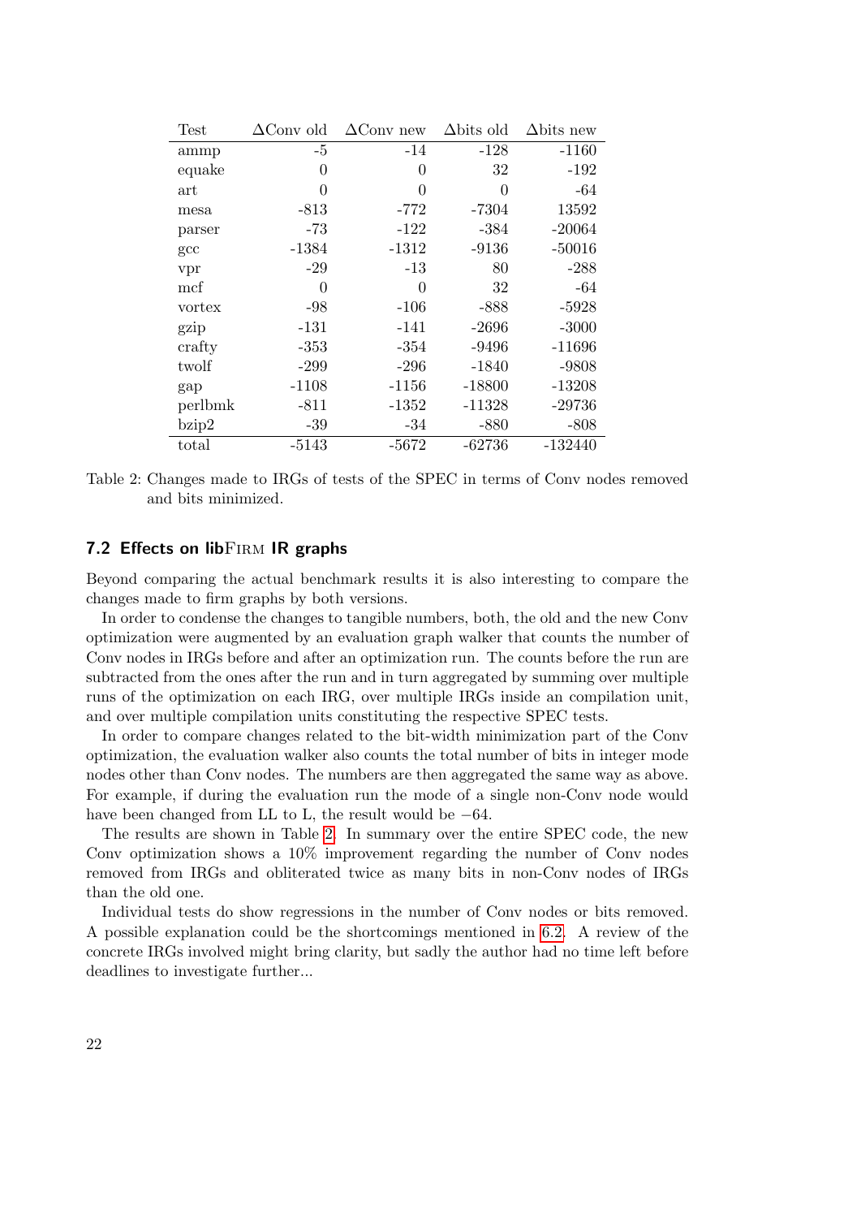| Test | ΔConv old | ΔConv new | Δbits old | Δbits new |
|---|---|---|---|---|
| ammp | -5 | -14 | -128 | -1160 |
| equake | 0 | 0 | 32 | -192 |
| art | 0 | 0 | 0 | -64 |
| mesa | -813 | -772 | -7304 | 13592 |
| parser | -73 | -122 | -384 | -20064 |
| gcc | -1384 | -1312 | -9136 | -50016 |
| vpr | -29 | -13 | 80 | -288 |
| mcf | 0 | 0 | 32 | -64 |
| vortex | -98 | -106 | -888 | -5928 |
| gzip | -131 | -141 | -2696 | -3000 |
| crafty | -353 | -354 | -9496 | -11696 |
| twolf | -299 | -296 | -1840 | -9808 |
| gap | -1108 | -1156 | -18800 | -13208 |
| perlbmk | -811 | -1352 | -11328 | -29736 |
| bzip2 | -39 | -34 | -880 | -808 |
| total | -5143 | -5672 | -62736 | -132440 |

Table 2: Changes made to IRGs of tests of the SPEC in terms of Conv nodes removed and bits minimized.

### 7.2 Effects on libFirm IR graphs

Beyond comparing the actual benchmark results it is also interesting to compare the changes made to firm graphs by both versions.

In order to condense the changes to tangible numbers, both, the old and the new Conv optimization were augmented by an evaluation graph walker that counts the number of Conv nodes in IRGs before and after an optimization run. The counts before the run are subtracted from the ones after the run and in turn aggregated by summing over multiple runs of the optimization on each IRG, over multiple IRGs inside an compilation unit, and over multiple compilation units constituting the respective SPEC tests.

In order to compare changes related to the bit-width minimization part of the Conv optimization, the evaluation walker also counts the total number of bits in integer mode nodes other than Conv nodes. The numbers are then aggregated the same way as above. For example, if during the evaluation run the mode of a single non-Conv node would have been changed from LL to L, the result would be $-64$.

The results are shown in Table 2. In summary over the entire SPEC code, the new Conv optimization shows a 10% improvement regarding the number of Conv nodes removed from IRGs and obliterated twice as many bits in non-Conv nodes of IRGs than the old one.

Individual tests do show regressions in the number of Conv nodes or bits removed. A possible explanation could be the shortcomings mentioned in 6.2. A review of the concrete IRGs involved might bring clarity, but sadly the author had no time left before deadlines to investigate further...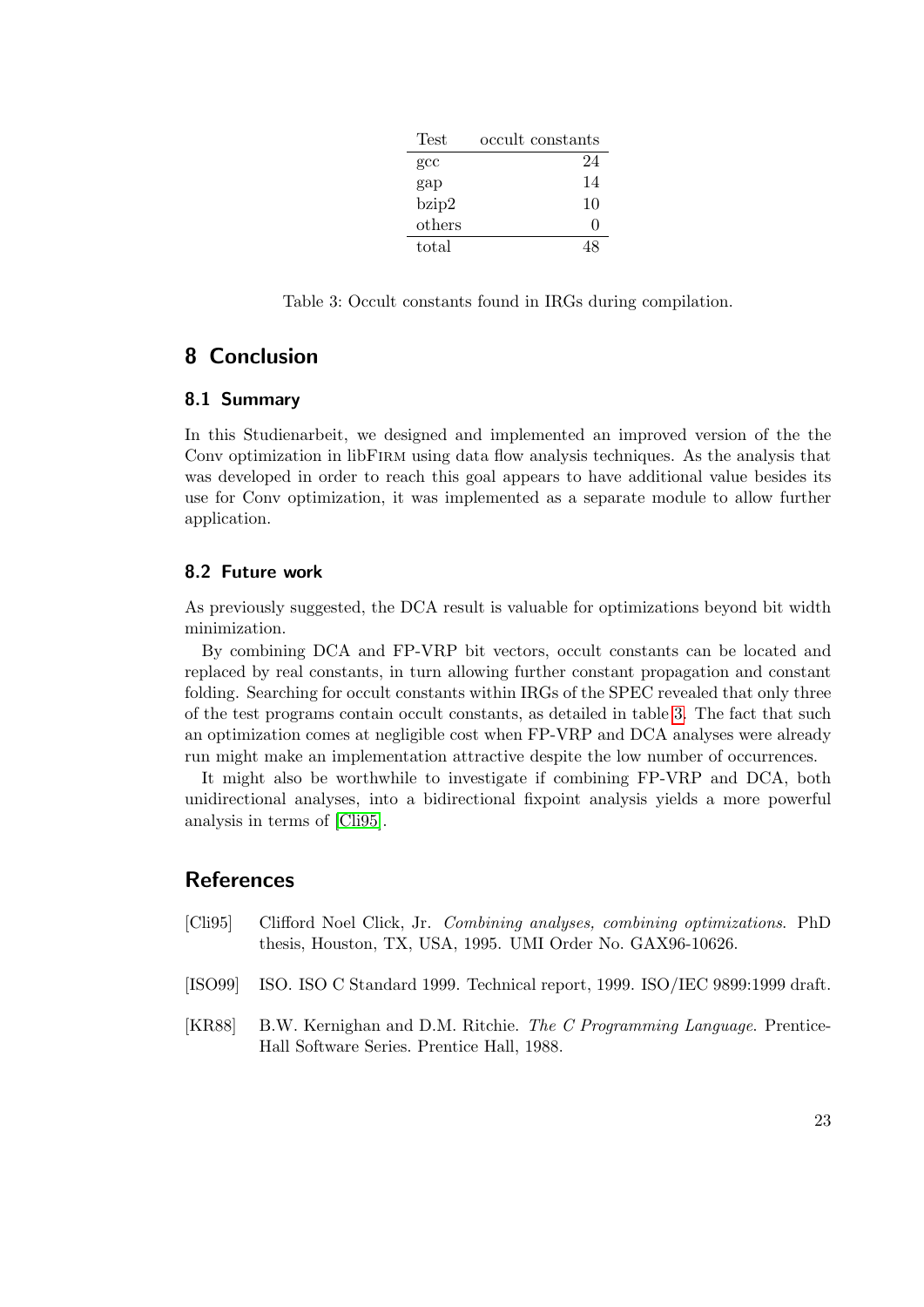| Test | occult constants |
|---|---|
| gcc | 24 |
| gap | 14 |
| bzip2 | 10 |
| others | 0 |
| total | 48 |

Table 3: Occult constants found in IRGs during compilation.

# 8 Conclusion

## 8.1 Summary

In this Studienarbeit, we designed and implemented an improved version of the the Conv optimization in libFirm using data flow analysis techniques. As the analysis that was developed in order to reach this goal appears to have additional value besides its use for Conv optimization, it was implemented as a separate module to allow further application.

## 8.2 Future work

As previously suggested, the DCA result is valuable for optimizations beyond bit width minimization.

By combining DCA and FP-VRP bit vectors, occult constants can be located and replaced by real constants, in turn allowing further constant propagation and constant folding. Searching for occult constants within IRGs of the SPEC revealed that only three of the test programs contain occult constants, as detailed in table 3. The fact that such an optimization comes at negligible cost when FP-VRP and DCA analyses were already run might make an implementation attractive despite the low number of occurrences.

It might also be worthwhile to investigate if combining FP-VRP and DCA, both unidirectional analyses, into a bidirectional fixpoint analysis yields a more powerful analysis in terms of [Cli95].

# References

[Cli95] Clifford Noel Click, Jr. *Combining analyses, combining optimizations*. PhD thesis, Houston, TX, USA, 1995. UMI Order No. GAX96-10626.

[ISO99] ISO. ISO C Standard 1999. Technical report, 1999. ISO/IEC 9899:1999 draft.

[KR88] B.W. Kernighan and D.M. Ritchie. *The C Programming Language*. Prentice-Hall Software Series. Prentice Hall, 1988.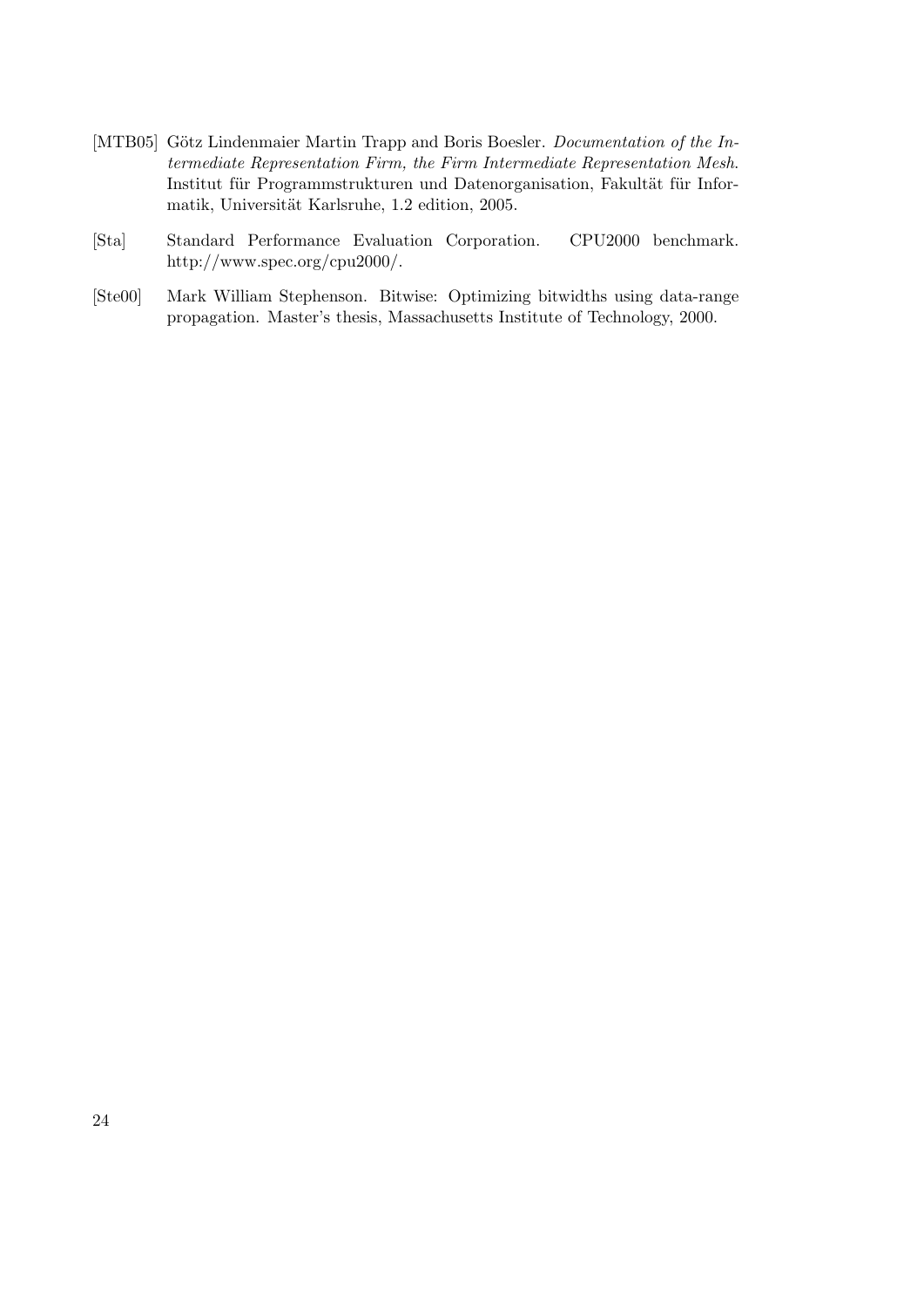[MTB05] Götz Lindenmaier Martin Trapp and Boris Boesler. *Documentation of the Intermediate Representation Firm, the Firm Intermediate Representation Mesh*. Institut für Programmstrukturen und Datenorganisation, Fakultät für Informatik, Universität Karlsruhe, 1.2 edition, 2005.

[Sta] Standard Performance Evaluation Corporation. CPU2000 benchmark. http://www.spec.org/cpu2000/.

[Ste00] Mark William Stephenson. Bitwise: Optimizing bitwidths using data-range propagation. Master's thesis, Massachusetts Institute of Technology, 2000.